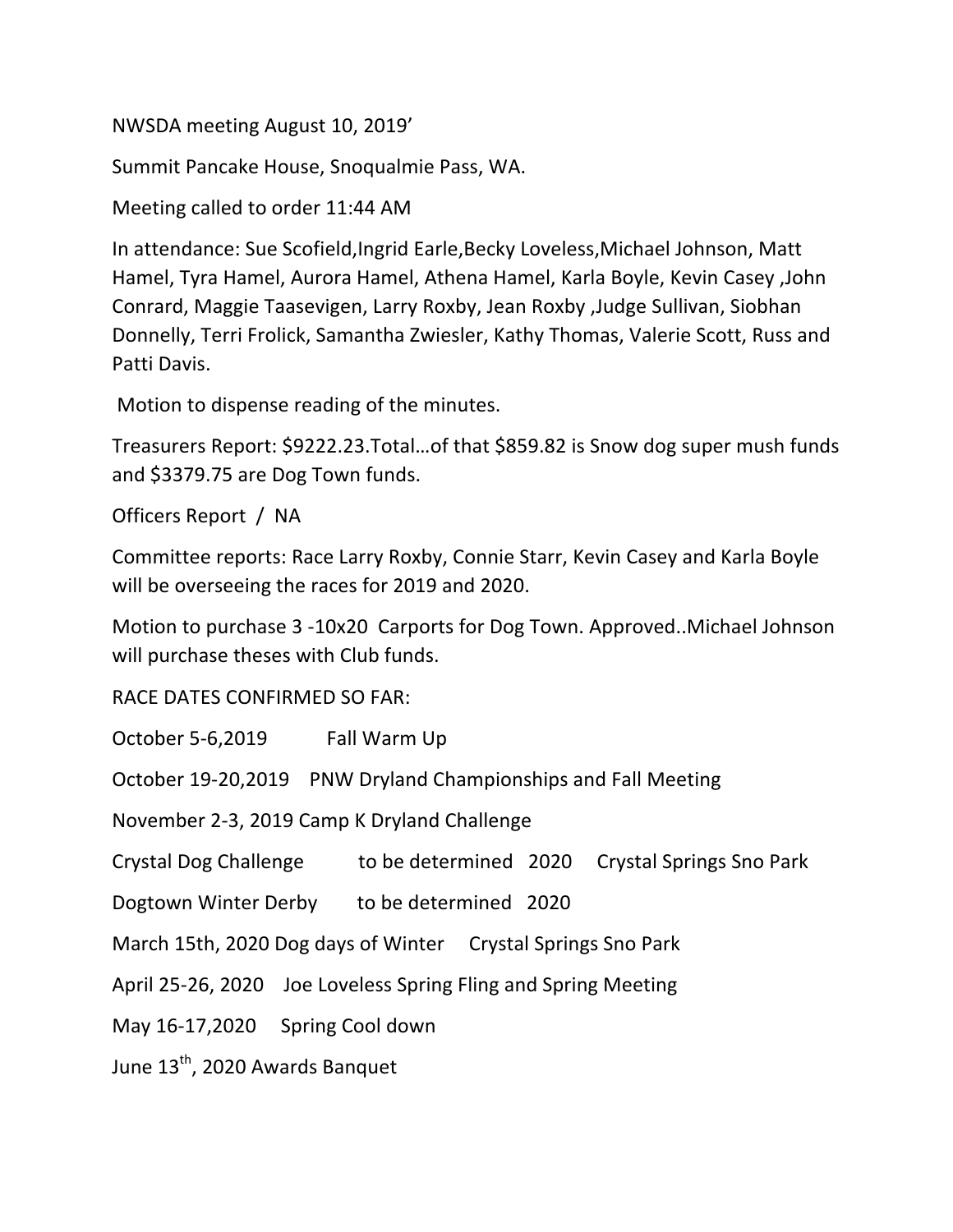NWSDA meeting August 10, 2019'

Summit Pancake House, Snoqualmie Pass, WA.

Meeting called to order 11:44 AM

In attendance: Sue Scofield,Ingrid Earle,Becky Loveless,Michael Johnson, Matt Hamel, Tyra Hamel, Aurora Hamel, Athena Hamel, Karla Boyle, Kevin Casey ,John Conrard, Maggie Taasevigen, Larry Roxby, Jean Roxby ,Judge Sullivan, Siobhan Donnelly, Terri Frolick, Samantha Zwiesler, Kathy Thomas, Valerie Scott, Russ and Patti Davis.

Motion to dispense reading of the minutes.

Treasurers Report: $9222.23.Total…of that $859.82 is Snow dog super mush funds and $3379.75 are Dog Town funds.

Officers Report / NA

Committee reports: Race Larry Roxby, Connie Starr, Kevin Casey and Karla Boyle will be overseeing the races for 2019 and 2020.

Motion to purchase 3 -10x20 Carports for Dog Town. Approved..Michael Johnson will purchase theses with Club funds.

RACE DATES CONFIRMED SO FAR:

October 5-6,2019 Fall Warm Up

October 19-20,2019 PNW Dryland Championships and Fall Meeting

November 2-3, 2019 Camp K Dryland Challenge

Crystal Dog Challenge to be determined 2020 Crystal Springs Sno Park

Dogtown Winter Derby to be determined 2020

March 15th, 2020 Dog days of Winter Crystal Springs Sno Park

April 25-26, 2020 Joe Loveless Spring Fling and Spring Meeting

May 16-17,2020 Spring Cool down

June 13th, 2020 Awards Banquet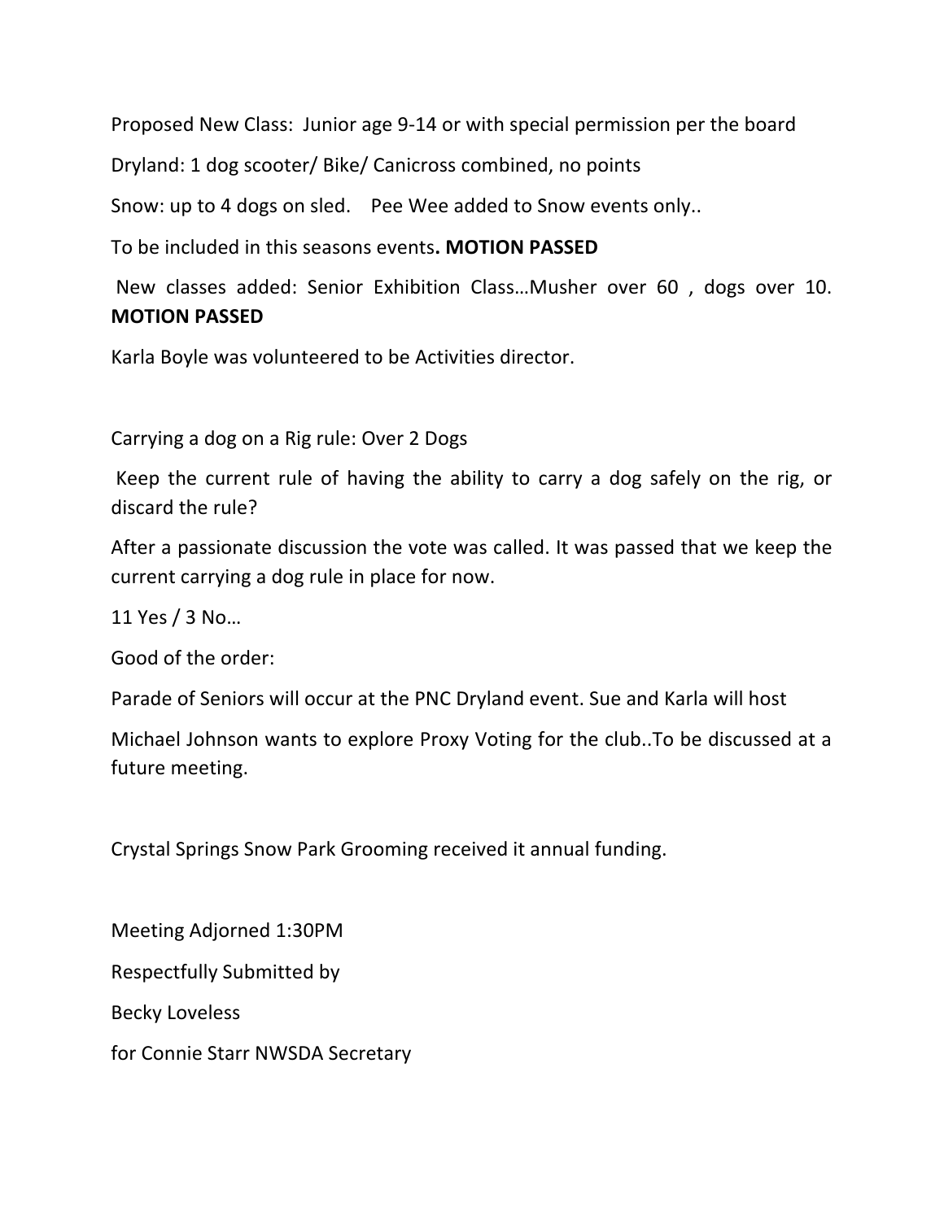Proposed New Class: Junior age 9-14 or with special permission per the board

Dryland: 1 dog scooter/ Bike/ Canicross combined, no points

Snow: up to 4 dogs on sled. Pee Wee added to Snow events only..

To be included in this seasons events**. MOTION PASSED**

New classes added: Senior Exhibition Class…Musher over 60 , dogs over 10. **MOTION PASSED**

Karla Boyle was volunteered to be Activities director.

Carrying a dog on a Rig rule: Over 2 Dogs

Keep the current rule of having the ability to carry a dog safely on the rig, or discard the rule?

After a passionate discussion the vote was called. It was passed that we keep the current carrying a dog rule in place for now.

11 Yes / 3 No…

Good of the order:

Parade of Seniors will occur at the PNC Dryland event. Sue and Karla will host

Michael Johnson wants to explore Proxy Voting for the club..To be discussed at a future meeting.

Crystal Springs Snow Park Grooming received it annual funding.

Meeting Adjorned 1:30PM

Respectfully Submitted by

Becky Loveless

for Connie Starr NWSDA Secretary